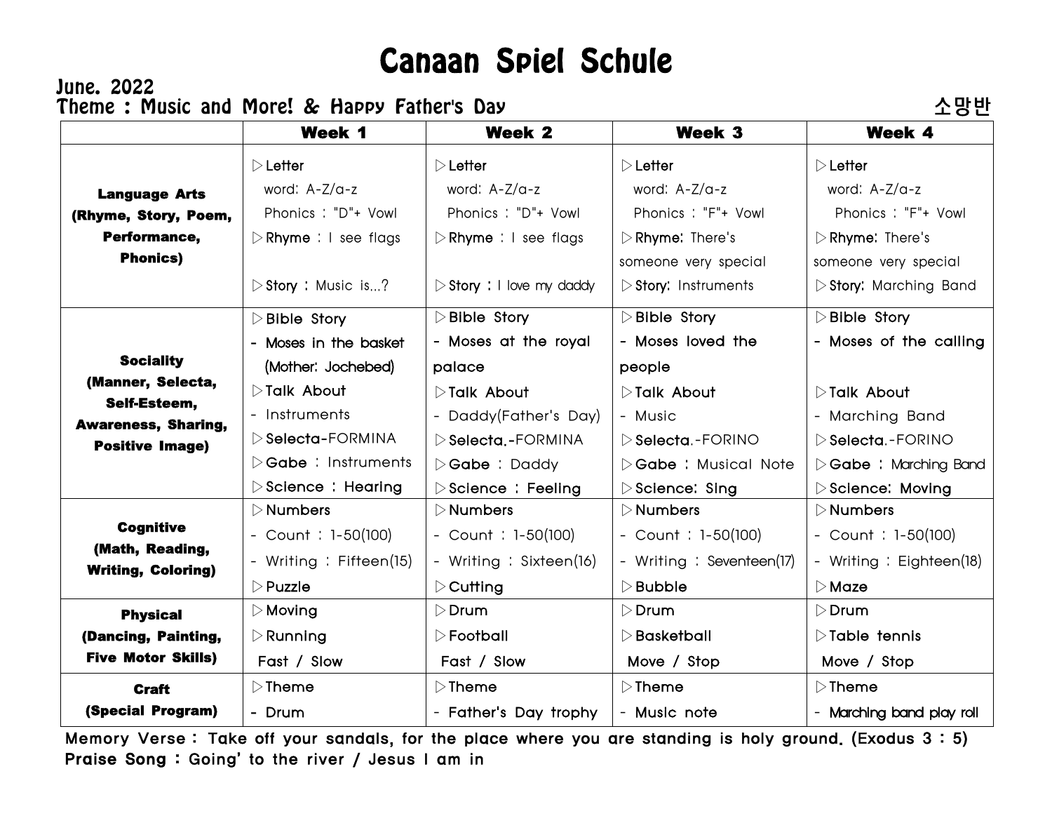# Canaan Spiel Schule

**June. 2022**
**Theme : Music and More! & Happy Father's Day**

**소망반**

| | **Week 1** | **Week 2** | **Week 3** | **Week 4** |
|---|---|---|---|---|
| **Language Arts (Rhyme, Story, Poem, Performance, Phonics)** | ▷Letter<br>word: A-Z/a-z<br>Phonics : "D"+ Vowl<br>▷Rhyme : I see flags<br>▷Story : Music is...? | ▷Letter<br>word: A-Z/a-z<br>Phonics : "D"+ Vowl<br>▷Rhyme : I see flags<br>▷Story : I love my daddy | ▷Letter<br>word: A-Z/a-z<br>Phonics : "F"+ Vowl<br>▷Rhyme: There's someone very special<br>▷Story: Instruments | ▷Letter<br>word: A-Z/a-z<br>Phonics : "F"+ Vowl<br>▷Rhyme: There's someone very special<br>▷Story: Marching Band |
| **Sociality (Manner, Selecta, Self-Esteem, Awareness, Sharing, Positive Image)** | ▷Bible Story<br>- Moses in the basket (Mother: Jochebed)<br>▷Talk About<br>- Instruments<br>▷Selecta-FORMINA<br>▷Gabe : Instruments<br>▷Science : Hearing | ▷Bible Story<br>- Moses at the royal palace<br>▷Talk About<br>- Daddy(Father's Day)<br>▷Selecta.-FORMINA<br>▷Gabe : Daddy<br>▷Science : Feeling | ▷Bible Story<br>- Moses loved the people<br>▷Talk About<br>- Music<br>▷Selecta.-FORINO<br>▷Gabe : Musical Note<br>▷Science: Sing | ▷Bible Story<br>- Moses of the calling<br>▷Talk About<br>- Marching Band<br>▷Selecta.-FORINO<br>▷Gabe : Marching Band<br>▷Science: Moving |
| **Cognitive (Math, Reading, Writing, Coloring)** | ▷Numbers<br>- Count : 1-50(100)<br>- Writing : Fifteen(15)<br>▷Puzzle | ▷Numbers<br>- Count : 1-50(100)<br>- Writing : Sixteen(16)<br>▷Cutting | ▷Numbers<br>- Count : 1-50(100)<br>- Writing : Seventeen(17)<br>▷Bubble | ▷Numbers<br>- Count : 1-50(100)<br>- Writing : Eighteen(18)<br>▷Maze |
| **Physical (Dancing, Painting, Five Motor Skills)** | ▷Moving<br>▷Running<br>Fast / Slow | ▷Drum<br>▷Football<br>Fast / Slow | ▷Drum<br>▷Basketball<br>Move / Stop | ▷Drum<br>▷Table tennis<br>Move / Stop |
| **Craft (Special Program)** | ▷Theme<br>- Drum | ▷Theme<br>- Father's Day trophy | ▷Theme<br>- Music note | ▷Theme<br>- Marching band play roll |

**Memory Verse : Take off your sandals, for the place where you are standing is holy ground. (Exodus 3 : 5)**
**Praise Song : Going' to the river / Jesus I am in**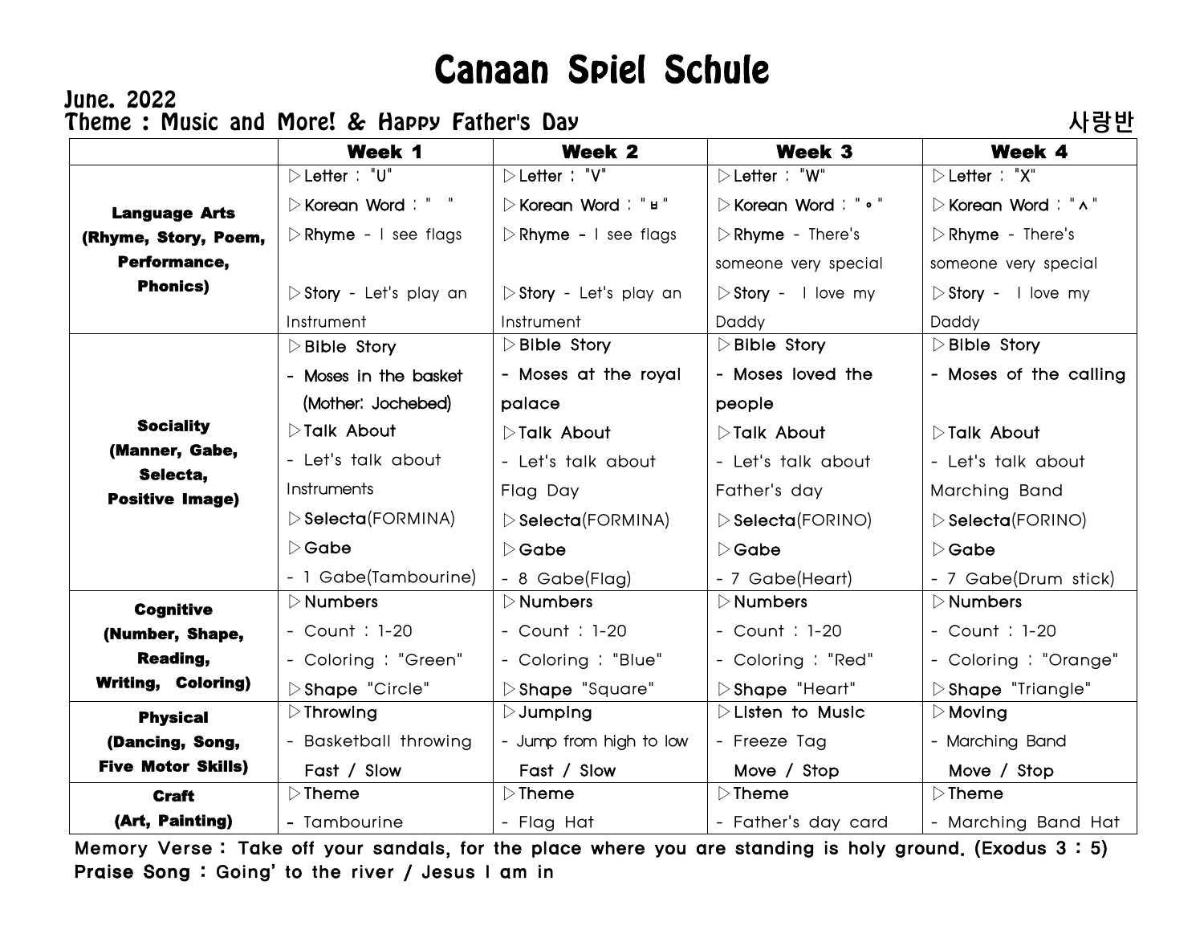# Canaan Spiel Schule

June. 2022

Theme : Music and More! & Happy Father's Day

사랑반

| | Week 1 | Week 2 | Week 3 | Week 4 |
|---|---|---|---|---|
| **Language Arts (Rhyme, Story, Poem, Performance, Phonics)** | ▷Letter : "U"<br>▷Korean Word : " "<br>▷Rhyme - I see flags<br>▷Story - Let's play an Instrument | ▷Letter : "V"<br>▷Korean Word : "ㅂ"<br>▷Rhyme - I see flags<br>▷Story - Let's play an Instrument | ▷Letter : "W"<br>▷Korean Word : "ㅇ"<br>▷Rhyme - There's someone very special<br>▷Story - I love my Daddy | ▷Letter : "X"<br>▷Korean Word : "ㅅ"<br>▷Rhyme - There's someone very special<br>▷Story - I love my Daddy |
| **Sociality (Manner, Gabe, Selecta, Positive Image)** | ▷Bible Story<br>- Moses in the basket (Mother: Jochebed)<br>▷Talk About<br>- Let's talk about Instruments<br>▷Selecta(FORMINA)<br>▷Gabe<br>- 1 Gabe(Tambourine) | ▷Bible Story<br>- Moses at the royal palace<br>▷Talk About<br>- Let's talk about Flag Day<br>▷Selecta(FORMINA)<br>▷Gabe<br>- 8 Gabe(Flag) | ▷Bible Story<br>- Moses loved the people<br>▷Talk About<br>- Let's talk about Father's day<br>▷Selecta(FORINO)<br>▷Gabe<br>- 7 Gabe(Heart) | ▷Bible Story<br>- Moses of the calling<br>▷Talk About<br>- Let's talk about Marching Band<br>▷Selecta(FORINO)<br>▷Gabe<br>- 7 Gabe(Drum stick) |
| **Cognitive (Number, Shape, Reading, Writing, Coloring)** | ▷Numbers<br>- Count : 1-20<br>- Coloring : "Green"<br>▷Shape "Circle" | ▷Numbers<br>- Count : 1-20<br>- Coloring : "Blue"<br>▷Shape "Square" | ▷Numbers<br>- Count : 1-20<br>- Coloring : "Red"<br>▷Shape "Heart" | ▷Numbers<br>- Count : 1-20<br>- Coloring : "Orange"<br>▷Shape "Triangle" |
| **Physical (Dancing, Song, Five Motor Skills)** | ▷Throwing<br>- Basketball throwing<br>Fast / Slow | ▷Jumping<br>- Jump from high to low<br>Fast / Slow | ▷Listen to Music<br>- Freeze Tag<br>Move / Stop | ▷Moving<br>- Marching Band<br>Move / Stop |
| **Craft (Art, Painting)** | ▷Theme<br>- Tambourine | ▷Theme<br>- Flag Hat | ▷Theme<br>- Father's day card | ▷Theme<br>- Marching Band Hat |

Memory Verse : Take off your sandals, for the place where you are standing is holy ground. (Exodus 3 : 5)

Praise Song : Going' to the river / Jesus I am in